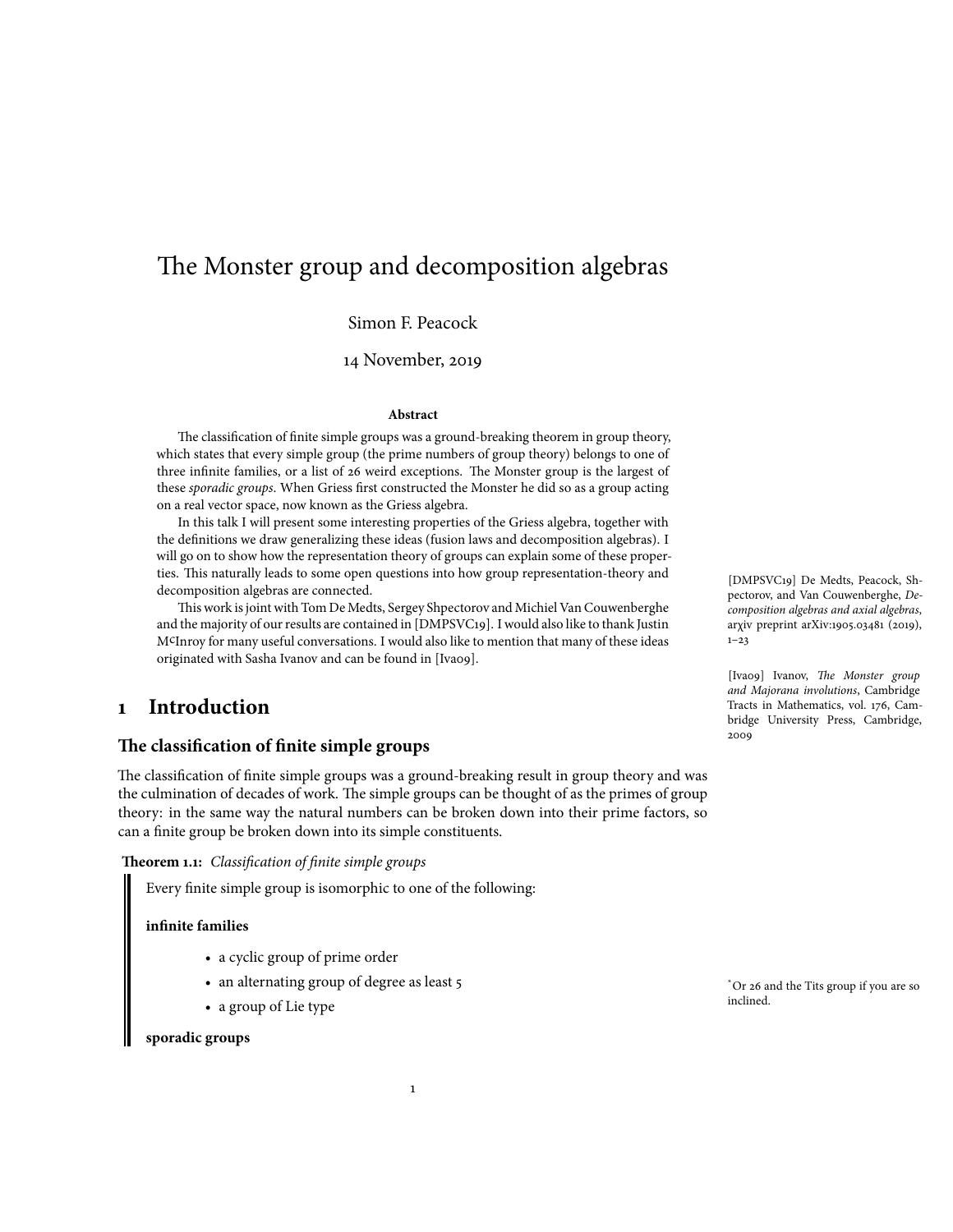# The Monster group and decomposition algebras

Simon F. Peacock

14 November, 2019

**Abstract**

The classification of finite simple groups was a ground-breaking theorem in group theory, which states that every simple group (the prime numbers of group theory) belongs to one of three infinite families, or a list of 26 weird exceptions. The Monster group is the largest of these *sporadic groups*. When Griess first constructed the Monster he did so as a group acting on a real vector space, now known as the Griess algebra.

In this talk I will present some interesting properties of the Griess algebra, together with the definitions we draw generalizing these ideas (fusion laws and decomposition algebras). I will go on to show how the representation theory of groups can explain some of these properties. This naturally leads to some open questions into how group representation-theory and decomposition algebras are connected.

This work is joint with Tom De Medts, Sergey Shpectorov and Michiel Van Couwenberghe and the majority of our results are contained in [DMPSVC19]. I would also like to thank Justin McInroy for many useful conversations. I would also like to mention that many of these ideas originated with Sasha Ivanov and can be found in [Iva09].

[DMPSVC19] De Medts, Peacock, Shpectorov, and Van Couwenberghe, *Decomposition algebras and axial algebras*, arχiv preprint arXiv:1905.03481 (2019), 1–23

[Iva09] Ivanov, *The Monster group and Majorana involutions*, Cambridge Tracts in Mathematics, vol. 176, Cambridge University Press, Cambridge, 2009

## 1 Introduction

### The classification of finite simple groups

The classification of finite simple groups was a ground-breaking result in group theory and was the culmination of decades of work. The simple groups can be thought of as the primes of group theory: in the same way the natural numbers can be broken down into their prime factors, so can a finite group be broken down into its simple constituents.

**Theorem 1.1:** *Classification of finite simple groups*

Every finite simple group is isomorphic to one of the following:

**infinite families**

- a cyclic group of prime order
- an alternating group of degree as least 5
- a group of Lie type

**sporadic groups**

*Or 26 and the Tits group if you are so inclined.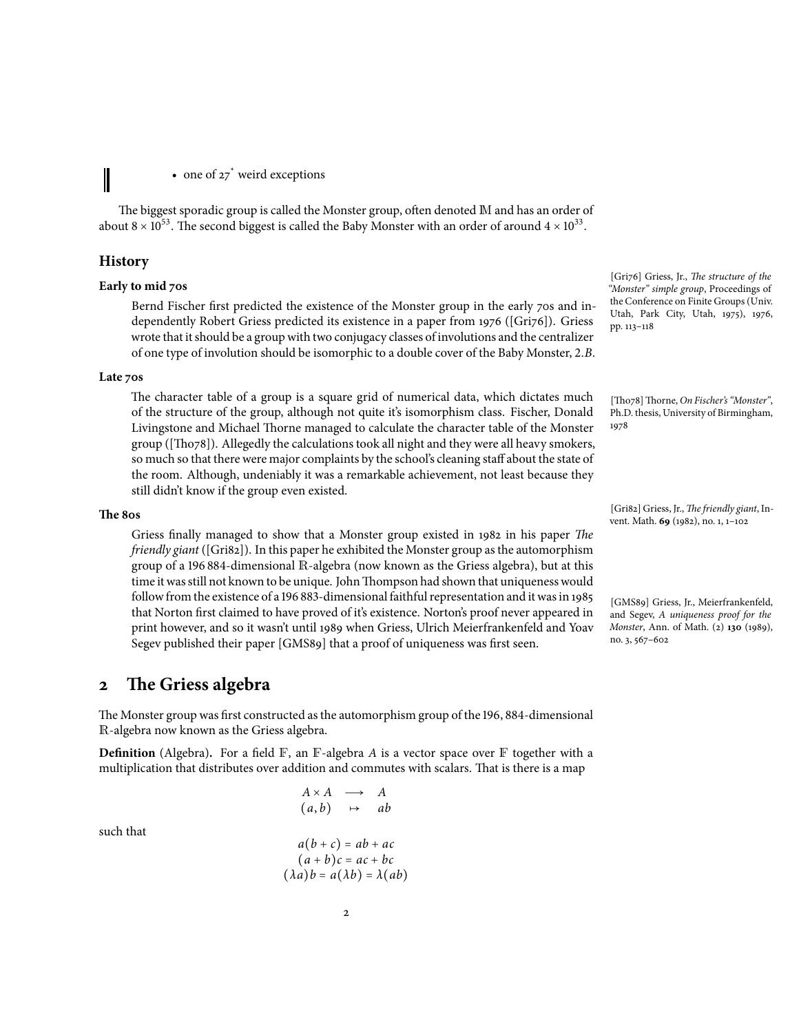- one of 27* weird exceptions

The biggest sporadic group is called the Monster group, often denoted $\mathbb{M}$ and has an order of about $8 \times 10^{53}$. The second biggest is called the Baby Monster with an order of around $4 \times 10^{33}$.

## History

### Early to mid 70s

Bernd Fischer first predicted the existence of the Monster group in the early 70s and independently Robert Griess predicted its existence in a paper from 1976 ([Gri76]). Griess wrote that it should be a group with two conjugacy classes of involutions and the centralizer of one type of involution should be isomorphic to a double cover of the Baby Monster, $2.B$.

[Gri76] Griess, Jr., *The structure of the "Monster" simple group*, Proceedings of the Conference on Finite Groups (Univ. Utah, Park City, Utah, 1975), 1976, pp. 113–118

### Late 70s

The character table of a group is a square grid of numerical data, which dictates much of the structure of the group, although not quite it's isomorphism class. Fischer, Donald Livingstone and Michael Thorne managed to calculate the character table of the Monster group ([Tho78]). Allegedly the calculations took all night and they were all heavy smokers, so much so that there were major complaints by the school's cleaning staff about the state of the room. Although, undeniably it was a remarkable achievement, not least because they still didn't know if the group even existed.

[Tho78] Thorne, *On Fischer's "Monster"*, Ph.D. thesis, University of Birmingham, 1978

### The 80s

Griess finally managed to show that a Monster group existed in 1982 in his paper *The friendly giant* ([Gri82]). In this paper he exhibited the Monster group as the automorphism group of a 196 884-dimensional $\mathbb{R}$-algebra (now known as the Griess algebra), but at this time it was still not known to be unique. John Thompson had shown that uniqueness would follow from the existence of a 196 883-dimensional faithful representation and it was in 1985 that Norton first claimed to have proved of it's existence. Norton's proof never appeared in print however, and so it wasn't until 1989 when Griess, Ulrich Meierfrankenfeld and Yoav Segev published their paper [GMS89] that a proof of uniqueness was first seen.

[Gri82] Griess, Jr., *The friendly giant*, Invent. Math. **69** (1982), no. 1, 1–102

[GMS89] Griess, Jr., Meierfrankenfeld, and Segev, *A uniqueness proof for the Monster*, Ann. of Math. (2) **130** (1989), no. 3, 567–602

## 2 The Griess algebra

The Monster group was first constructed as the automorphism group of the 196, 884-dimensional $\mathbb{R}$-algebra now known as the Griess algebra.

**Definition** (Algebra)**.** For a field $\mathbb{F}$, an $\mathbb{F}$-algebra $A$ is a vector space over $\mathbb{F}$ together with a multiplication that distributes over addition and commutes with scalars. That is there is a map

$$\begin{array}{ccc} A \times A & \longrightarrow & A \\ (a, b) & \mapsto & ab \end{array}$$

such that

$$a(b + c) = ab + ac$$
$$(a + b)c = ac + bc$$
$$(\lambda a)b = a(\lambda b) = \lambda(ab)$$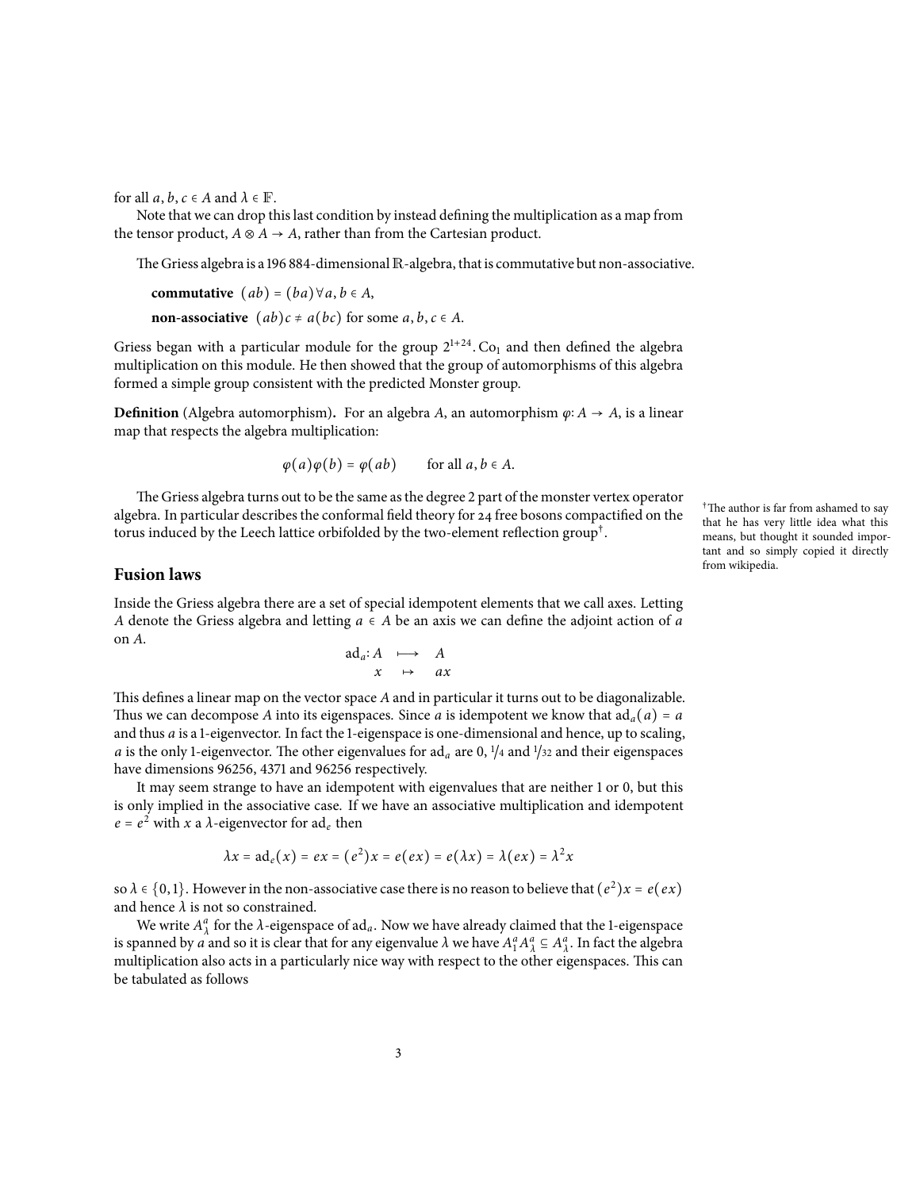for all $a, b, c \in A$ and $\lambda \in \mathbb{F}$.

Note that we can drop this last condition by instead defining the multiplication as a map from the tensor product, $A \otimes A \to A$, rather than from the Cartesian product.

The Griess algebra is a 196 884-dimensional $\mathbb{R}$-algebra, that is commutative but non-associative.

**commutative** $(ab) = (ba) \, \forall a, b \in A$,

**non-associative** $(ab)c \neq a(bc)$ for some $a, b, c \in A$.

Griess began with a particular module for the group $2^{1+24}.\mathrm{Co}_1$ and then defined the algebra multiplication on this module. He then showed that the group of automorphisms of this algebra formed a simple group consistent with the predicted Monster group.

**Definition** (Algebra automorphism)**.** For an algebra $A$, an automorphism $\varphi\colon A \to A$, is a linear map that respects the algebra multiplication:

$$\varphi(a)\varphi(b) = \varphi(ab) \qquad \text{for all } a, b \in A.$$

The Griess algebra turns out to be the same as the degree 2 part of the monster vertex operator algebra. In particular describes the conformal field theory for 24 free bosons compactified on the torus induced by the Leech lattice orbifolded by the two-element reflection group†.

†The author is far from ashamed to say that he has very little idea what this means, but thought it sounded important and so simply copied it directly from wikipedia.

## Fusion laws

Inside the Griess algebra there are a set of special idempotent elements that we call axes. Letting $A$ denote the Griess algebra and letting $a \in A$ be an axis we can define the adjoint action of $a$ on $A$.

$$\begin{aligned} \mathrm{ad}_a\colon A &\longmapsto A \\ x &\mapsto ax \end{aligned}$$

This defines a linear map on the vector space $A$ and in particular it turns out to be diagonalizable. Thus we can decompose $A$ into its eigenspaces. Since $a$ is idempotent we know that $\mathrm{ad}_a(a) = a$ and thus $a$ is a 1-eigenvector. In fact the 1-eigenspace is one-dimensional and hence, up to scaling, $a$ is the only 1-eigenvector. The other eigenvalues for $\mathrm{ad}_a$ are 0, $1/4$ and $1/32$ and their eigenspaces have dimensions 96256, 4371 and 96256 respectively.

It may seem strange to have an idempotent with eigenvalues that are neither 1 or 0, but this is only implied in the associative case. If we have an associative multiplication and idempotent $e = e^2$ with $x$ a $\lambda$-eigenvector for $\mathrm{ad}_e$ then

$$\lambda x = \mathrm{ad}_e(x) = ex = (e^2)x = e(ex) = e(\lambda x) = \lambda(ex) = \lambda^2 x$$

so $\lambda \in \{0, 1\}$. However in the non-associative case there is no reason to believe that $(e^2)x = e(ex)$ and hence $\lambda$ is not so constrained.

We write $A^a_\lambda$ for the $\lambda$-eigenspace of $\mathrm{ad}_a$. Now we have already claimed that the 1-eigenspace is spanned by $a$ and so it is clear that for any eigenvalue $\lambda$ we have $A^a_1 A^a_\lambda \subseteq A^a_\lambda$. In fact the algebra multiplication also acts in a particularly nice way with respect to the other eigenspaces. This can be tabulated as follows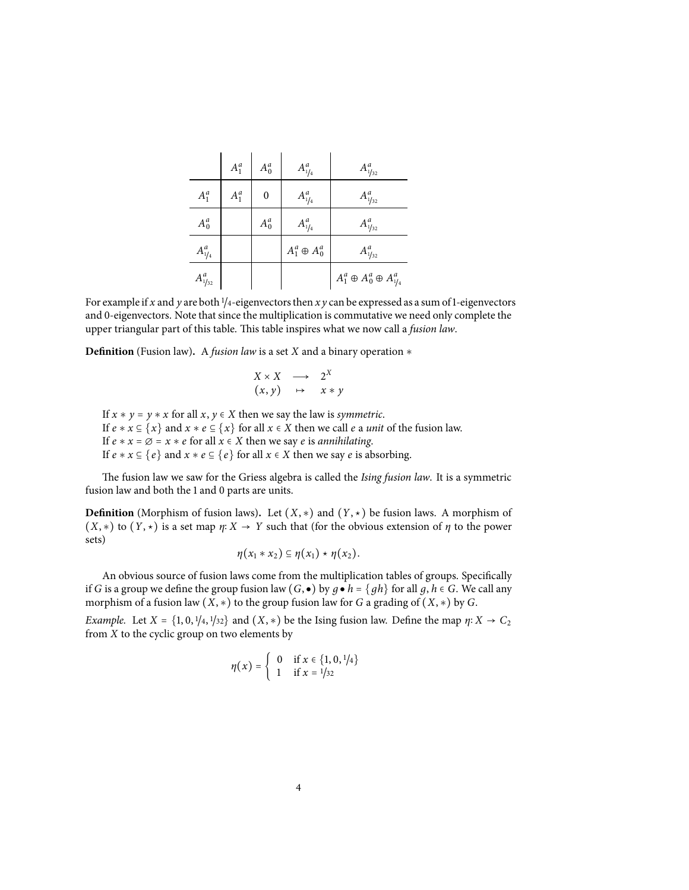| | $A_1^a$ | $A_0^a$ | $A_{1/4}^a$ | $A_{1/32}^a$ |
|---|---|---|---|---|
| $A_1^a$ | $A_1^a$ | $0$ | $A_{1/4}^a$ | $A_{1/32}^a$ |
| $A_0^a$ | | $A_0^a$ | $A_{1/4}^a$ | $A_{1/32}^a$ |
| $A_{1/4}^a$ | | | $A_1^a \oplus A_0^a$ | $A_{1/32}^a$ |
| $A_{1/32}^a$ | | | | $A_1^a \oplus A_0^a \oplus A_{1/4}^a$ |

For example if $x$ and $y$ are both $1/4$-eigenvectors then $xy$ can be expressed as a sum of 1-eigenvectors and 0-eigenvectors. Note that since the multiplication is commutative we need only complete the upper triangular part of this table. This table inspires what we now call a *fusion law*.

**Definition** (Fusion law)**.** A *fusion law* is a set $X$ and a binary operation $*$

$$\begin{array}{rcl} X \times X & \longrightarrow & 2^X \\ (x, y) & \mapsto & x * y \end{array}$$

If $x * y = y * x$ for all $x, y \in X$ then we say the law is *symmetric*.
If $e * x \subseteq \{x\}$ and $x * e \subseteq \{x\}$ for all $x \in X$ then we call $e$ a *unit* of the fusion law.
If $e * x = \varnothing = x * e$ for all $x \in X$ then we say $e$ is *annihilating*.
If $e * x \subseteq \{e\}$ and $x * e \subseteq \{e\}$ for all $x \in X$ then we say $e$ is absorbing.

The fusion law we saw for the Griess algebra is called the *Ising fusion law*. It is a symmetric fusion law and both the 1 and 0 parts are units.

**Definition** (Morphism of fusion laws)**.** Let $(X, *)$ and $(Y, \star)$ be fusion laws. A morphism of $(X, *)$ to $(Y, \star)$ is a set map $\eta\colon X \to Y$ such that (for the obvious extension of $\eta$ to the power sets)

$$\eta(x_1 * x_2) \subseteq \eta(x_1) \star \eta(x_2).$$

An obvious source of fusion laws come from the multiplication tables of groups. Specifically if $G$ is a group we define the group fusion law $(G, \bullet)$ by $g \bullet h = \{gh\}$ for all $g, h \in G$. We call any morphism of a fusion law $(X, *)$ to the group fusion law for $G$ a grading of $(X, *)$ by $G$.

*Example.* Let $X = \{1, 0, 1/4, 1/32\}$ and $(X, *)$ be the Ising fusion law. Define the map $\eta\colon X \to C_2$ from $X$ to the cyclic group on two elements by

$$\eta(x) = \begin{cases} 0 & \text{if } x \in \{1, 0, 1/4\} \\ 1 & \text{if } x = 1/32 \end{cases}$$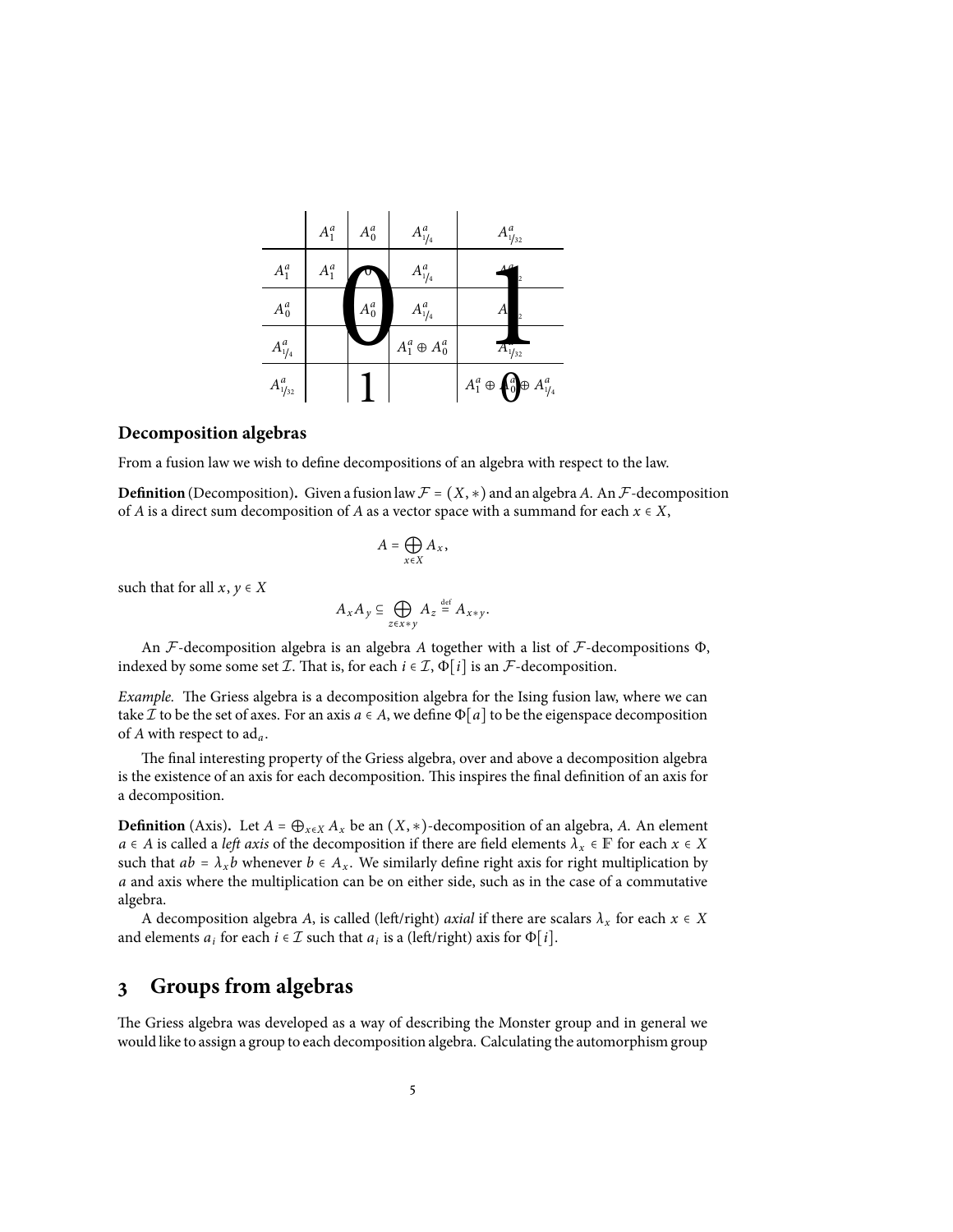|  | $A_1^a$ | $A_0^a$ | $A_{1/4}^a$ | $A_{1/32}^a$ |
|---|---|---|---|---|
| $A_1^a$ | $A_1^a$ | 0 | $A_{1/4}^a$ | $A_{1/32}^a$ |
| $A_0^a$ |  | $A_0^a$ | $A_{1/4}^a$ | $A_{1/32}^a$ |
| $A_{1/4}^a$ |  |  | $A_1^a \oplus A_0^a$ | $A_{1/32}^a$ |
| $A_{1/32}^a$ |  |  |  | $A_1^a \oplus A_0^a \oplus A_{1/4}^a$ |

### Decomposition algebras

From a fusion law we wish to define decompositions of an algebra with respect to the law.

**Definition** (Decomposition)**.** Given a fusion law $\mathcal{F} = (X, *)$ and an algebra $A$. An $\mathcal{F}$-decomposition of $A$ is a direct sum decomposition of $A$ as a vector space with a summand for each $x \in X$,

$$A = \bigoplus_{x \in X} A_x,$$

such that for all $x, y \in X$

$$A_x A_y \subseteq \bigoplus_{z \in x * y} A_z \stackrel{\text{def}}{=} A_{x*y}.$$

An $\mathcal{F}$-decomposition algebra is an algebra $A$ together with a list of $\mathcal{F}$-decompositions $\Phi$, indexed by some some set $\mathcal{I}$. That is, for each $i \in \mathcal{I}$, $\Phi[i]$ is an $\mathcal{F}$-decomposition.

*Example.* The Griess algebra is a decomposition algebra for the Ising fusion law, where we can take $\mathcal{I}$ to be the set of axes. For an axis $a \in A$, we define $\Phi[a]$ to be the eigenspace decomposition of $A$ with respect to $\text{ad}_a$.

The final interesting property of the Griess algebra, over and above a decomposition algebra is the existence of an axis for each decomposition. This inspires the final definition of an axis for a decomposition.

**Definition** (Axis)**.** Let $A = \bigoplus_{x \in X} A_x$ be an $(X, *)$-decomposition of an algebra, $A$. An element $a \in A$ is called a *left axis* of the decomposition if there are field elements $\lambda_x \in \mathbb{F}$ for each $x \in X$ such that $ab = \lambda_x b$ whenever $b \in A_x$. We similarly define right axis for right multiplication by $a$ and axis where the multiplication can be on either side, such as in the case of a commutative algebra.

A decomposition algebra $A$, is called (left/right) *axial* if there are scalars $\lambda_x$ for each $x \in X$ and elements $a_i$ for each $i \in \mathcal{I}$ such that $a_i$ is a (left/right) axis for $\Phi[i]$.

## 3 Groups from algebras

The Griess algebra was developed as a way of describing the Monster group and in general we would like to assign a group to each decomposition algebra. Calculating the automorphism group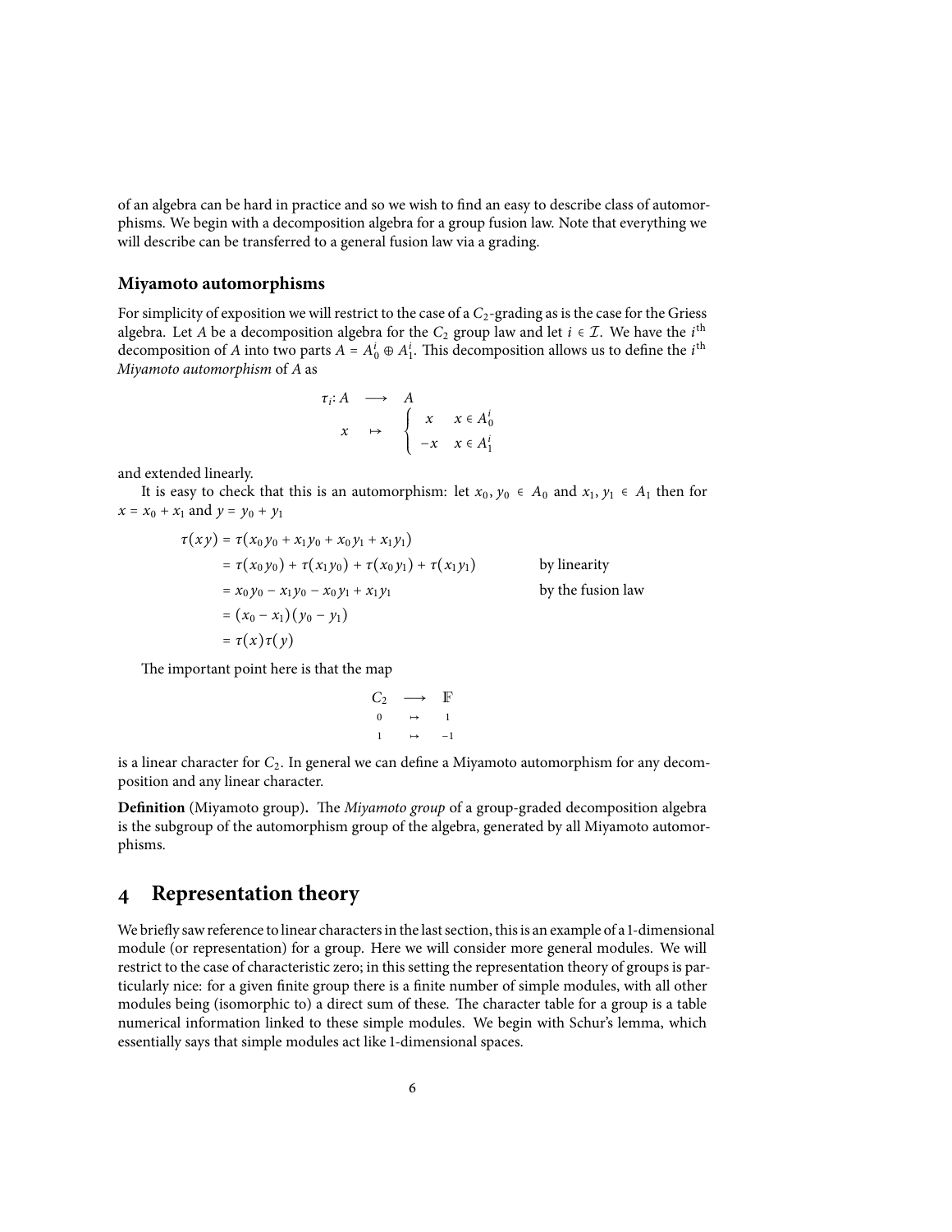of an algebra can be hard in practice and so we wish to find an easy to describe class of automorphisms. We begin with a decomposition algebra for a group fusion law. Note that everything we will describe can be transferred to a general fusion law via a grading.

### Miyamoto automorphisms

For simplicity of exposition we will restrict to the case of a $C_2$-grading as is the case for the Griess algebra. Let $A$ be a decomposition algebra for the $C_2$ group law and let $i \in \mathcal{I}$. We have the $i^{\text{th}}$ decomposition of $A$ into two parts $A = A_0^i \oplus A_1^i$. This decomposition allows us to define the $i^{\text{th}}$ *Miyamoto automorphism* of $A$ as

$$
\begin{aligned}
\tau_i\colon A &\longrightarrow A \\
x &\mapsto \begin{cases} x & x \in A_0^i \\ -x & x \in A_1^i \end{cases}
\end{aligned}
$$

and extended linearly.

It is easy to check that this is an automorphism: let $x_0, y_0 \in A_0$ and $x_1, y_1 \in A_1$ then for $x = x_0 + x_1$ and $y = y_0 + y_1$

$$
\begin{aligned}
\tau(xy) &= \tau(x_0y_0 + x_1y_0 + x_0y_1 + x_1y_1) \\
&= \tau(x_0y_0) + \tau(x_1y_0) + \tau(x_0y_1) + \tau(x_1y_1) && \text{by linearity} \\
&= x_0y_0 - x_1y_0 - x_0y_1 + x_1y_1 && \text{by the fusion law} \\
&= (x_0 - x_1)(y_0 - y_1) \\
&= \tau(x)\tau(y)
\end{aligned}
$$

The important point here is that the map

$$
\begin{aligned}
C_2 &\longrightarrow \mathbb{F} \\
0 &\mapsto 1 \\
1 &\mapsto -1
\end{aligned}
$$

is a linear character for $C_2$. In general we can define a Miyamoto automorphism for any decomposition and any linear character.

**Definition** (Miyamoto group)**.** The *Miyamoto group* of a group-graded decomposition algebra is the subgroup of the automorphism group of the algebra, generated by all Miyamoto automorphisms.

## 4 Representation theory

We briefly saw reference to linear characters in the last section, this is an example of a 1-dimensional module (or representation) for a group. Here we will consider more general modules. We will restrict to the case of characteristic zero; in this setting the representation theory of groups is particularly nice: for a given finite group there is a finite number of simple modules, with all other modules being (isomorphic to) a direct sum of these. The character table for a group is a table numerical information linked to these simple modules. We begin with Schur's lemma, which essentially says that simple modules act like 1-dimensional spaces.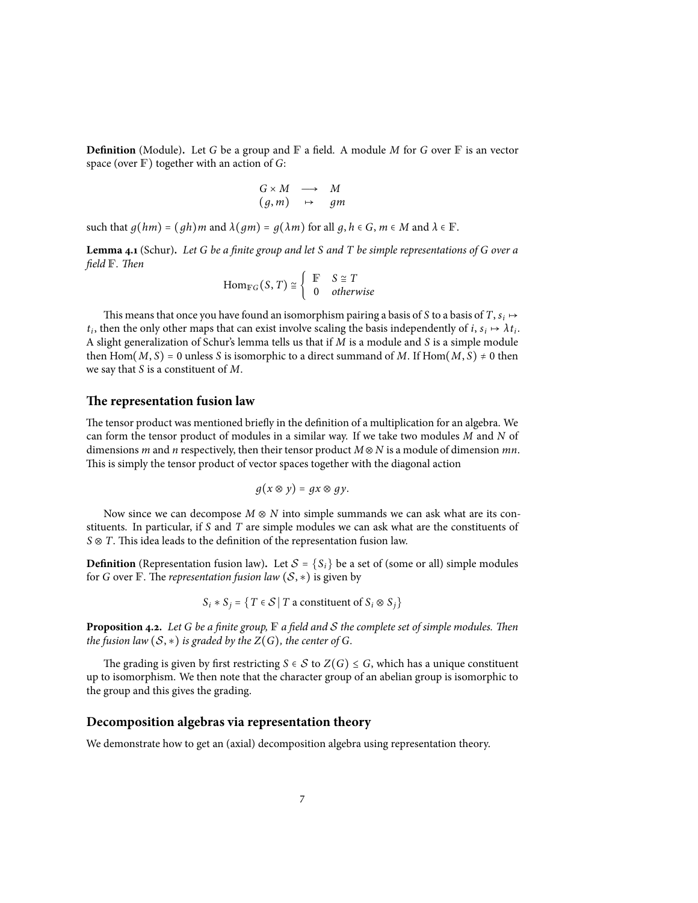**Definition** (Module)**.** Let $G$ be a group and $\mathbb{F}$ a field. A module $M$ for $G$ over $\mathbb{F}$ is an vector space (over $\mathbb{F}$) together with an action of $G$:

$$\begin{array}{ccc} G \times M & \longrightarrow & M \\ (g, m) & \mapsto & gm \end{array}$$

such that $g(hm) = (gh)m$ and $\lambda(gm) = g(\lambda m)$ for all $g, h \in G$, $m \in M$ and $\lambda \in \mathbb{F}$.

**Lemma 4.1** (Schur)**.** *Let $G$ be a finite group and let $S$ and $T$ be simple representations of $G$ over a field $\mathbb{F}$. Then*

$$\mathrm{Hom}_{\mathbb{F}G}(S, T) \cong \left\{ \begin{array}{ll} \mathbb{F} & S \cong T \\ 0 & \textit{otherwise} \end{array} \right.$$

This means that once you have found an isomorphism pairing a basis of $S$ to a basis of $T$, $s_i \mapsto t_i$, then the only other maps that can exist involve scaling the basis independently of $i$, $s_i \mapsto \lambda t_i$. A slight generalization of Schur's lemma tells us that if $M$ is a module and $S$ is a simple module then $\mathrm{Hom}(M, S) = 0$ unless $S$ is isomorphic to a direct summand of $M$. If $\mathrm{Hom}(M, S) \neq 0$ then we say that $S$ is a constituent of $M$.

## The representation fusion law

The tensor product was mentioned briefly in the definition of a multiplication for an algebra. We can form the tensor product of modules in a similar way. If we take two modules $M$ and $N$ of dimensions $m$ and $n$ respectively, then their tensor product $M \otimes N$ is a module of dimension $mn$. This is simply the tensor product of vector spaces together with the diagonal action

$$g(x \otimes y) = gx \otimes gy.$$

Now since we can decompose $M \otimes N$ into simple summands we can ask what are its constituents. In particular, if $S$ and $T$ are simple modules we can ask what are the constituents of $S \otimes T$. This idea leads to the definition of the representation fusion law.

**Definition** (Representation fusion law)**.** Let $\mathcal{S} = \{S_i\}$ be a set of (some or all) simple modules for $G$ over $\mathbb{F}$. The *representation fusion law* $(\mathcal{S}, *)$ is given by

$$S_i * S_j = \{ T \in \mathcal{S} \mid T \text{ a constituent of } S_i \otimes S_j \}$$

**Proposition 4.2.** *Let $G$ be a finite group, $\mathbb{F}$ a field and $\mathcal{S}$ the complete set of simple modules. Then the fusion law $(\mathcal{S}, *)$ is graded by the $Z(G)$, the center of $G$.*

The grading is given by first restricting $S \in \mathcal{S}$ to $Z(G) \leq G$, which has a unique constituent up to isomorphism. We then note that the character group of an abelian group is isomorphic to the group and this gives the grading.

## Decomposition algebras via representation theory

We demonstrate how to get an (axial) decomposition algebra using representation theory.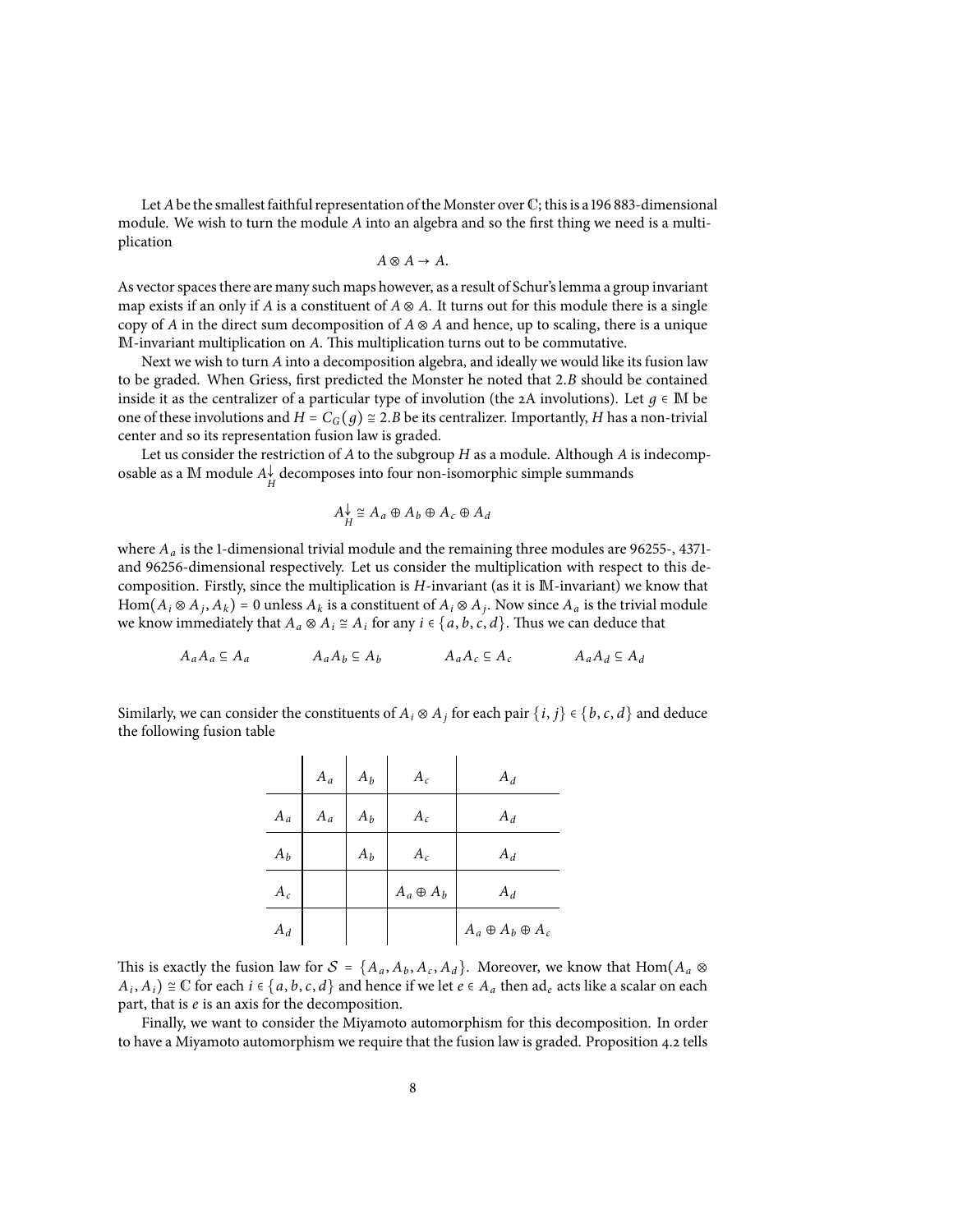Let $A$ be the smallest faithful representation of the Monster over $\mathbb{C}$; this is a 196 883-dimensional module. We wish to turn the module $A$ into an algebra and so the first thing we need is a multiplication

$$A \otimes A \to A.$$

As vector spaces there are many such maps however, as a result of Schur's lemma a group invariant map exists if an only if $A$ is a constituent of $A \otimes A$. It turns out for this module there is a single copy of $A$ in the direct sum decomposition of $A \otimes A$ and hence, up to scaling, there is a unique $\mathbb{M}$-invariant multiplication on $A$. This multiplication turns out to be commutative.

Next we wish to turn $A$ into a decomposition algebra, and ideally we would like its fusion law to be graded. When Griess, first predicted the Monster he noted that $2.B$ should be contained inside it as the centralizer of a particular type of involution (the 2A involutions). Let $g \in \mathbb{M}$ be one of these involutions and $H = C_G(g) \cong 2.B$ be its centralizer. Importantly, $H$ has a non-trivial center and so its representation fusion law is graded.

Let us consider the restriction of $A$ to the subgroup $H$ as a module. Although $A$ is indecomposable as a $\mathbb{M}$ module $A{\downarrow}_H$ decomposes into four non-isomorphic simple summands

$$A{\downarrow}_H \cong A_a \oplus A_b \oplus A_c \oplus A_d$$

where $A_a$ is the 1-dimensional trivial module and the remaining three modules are 96255-, 4371- and 96256-dimensional respectively. Let us consider the multiplication with respect to this decomposition. Firstly, since the multiplication is $H$-invariant (as it is $\mathbb{M}$-invariant) we know that $\mathrm{Hom}(A_i \otimes A_j, A_k) = 0$ unless $A_k$ is a constituent of $A_i \otimes A_j$. Now since $A_a$ is the trivial module we know immediately that $A_a \otimes A_i \cong A_i$ for any $i \in \{a, b, c, d\}$. Thus we can deduce that

$$A_a A_a \subseteq A_a \qquad A_a A_b \subseteq A_b \qquad A_a A_c \subseteq A_c \qquad A_a A_d \subseteq A_d$$

Similarly, we can consider the constituents of $A_i \otimes A_j$ for each pair $\{i, j\} \in \{b, c, d\}$ and deduce the following fusion table

| | $A_a$ | $A_b$ | $A_c$ | $A_d$ |
|---|---|---|---|---|
| $A_a$ | $A_a$ | $A_b$ | $A_c$ | $A_d$ |
| $A_b$ | | $A_b$ | $A_c$ | $A_d$ |
| $A_c$ | | | $A_a \oplus A_b$ | $A_d$ |
| $A_d$ | | | | $A_a \oplus A_b \oplus A_c$ |

This is exactly the fusion law for $\mathcal{S} = \{A_a, A_b, A_c, A_d\}$. Moreover, we know that $\mathrm{Hom}(A_a \otimes A_i, A_i) \cong \mathbb{C}$ for each $i \in \{a, b, c, d\}$ and hence if we let $e \in A_a$ then $\mathrm{ad}_e$ acts like a scalar on each part, that is $e$ is an axis for the decomposition.

Finally, we want to consider the Miyamoto automorphism for this decomposition. In order to have a Miyamoto automorphism we require that the fusion law is graded. Proposition 4.2 tells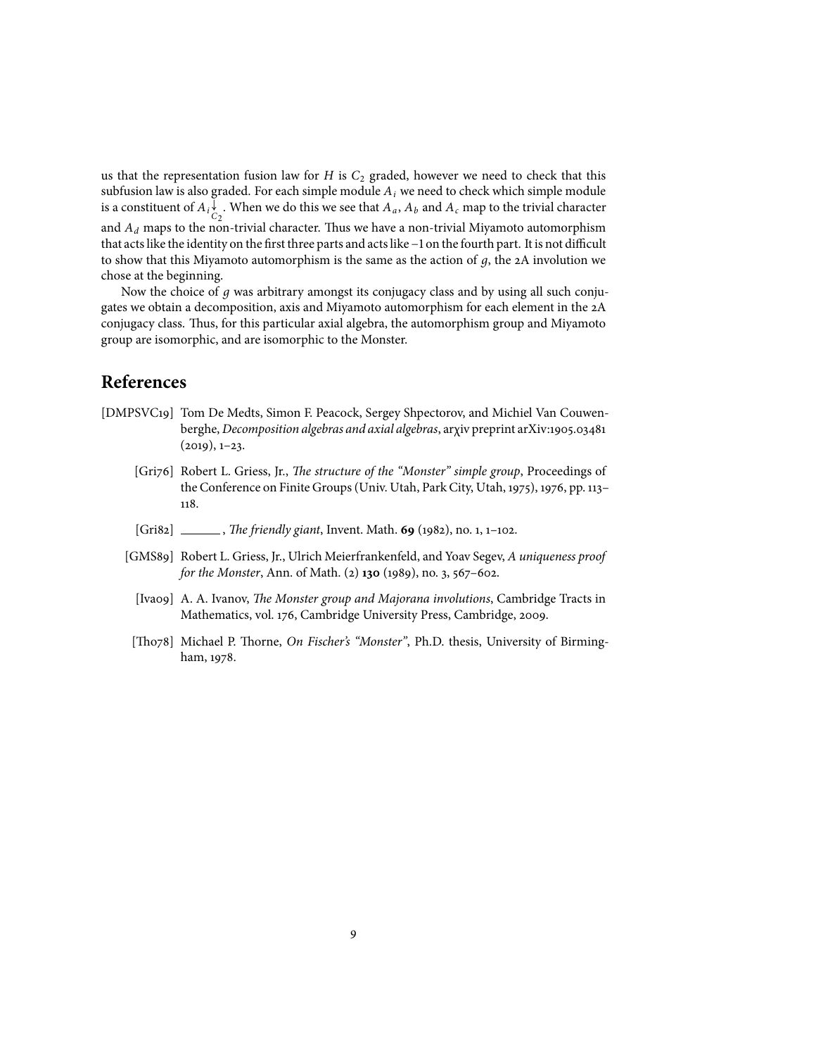us that the representation fusion law for $H$ is $C_2$ graded, however we need to check that this subfusion law is also graded. For each simple module $A_i$ we need to check which simple module is a constituent of $A_i{\downarrow_{C_2}}$. When we do this we see that $A_a$, $A_b$ and $A_c$ map to the trivial character and $A_d$ maps to the non-trivial character. Thus we have a non-trivial Miyamoto automorphism that acts like the identity on the first three parts and acts like $-1$ on the fourth part. It is not difficult to show that this Miyamoto automorphism is the same as the action of $g$, the 2A involution we chose at the beginning.

Now the choice of $g$ was arbitrary amongst its conjugacy class and by using all such conjugates we obtain a decomposition, axis and Miyamoto automorphism for each element in the 2A conjugacy class. Thus, for this particular axial algebra, the automorphism group and Miyamoto group are isomorphic, and are isomorphic to the Monster.

## References

[DMPSVC19] Tom De Medts, Simon F. Peacock, Sergey Shpectorov, and Michiel Van Couwenberghe, *Decomposition algebras and axial algebras*, arχiv preprint arXiv:1905.03481 (2019), 1–23.

[Gri76] Robert L. Griess, Jr., *The structure of the "Monster" simple group*, Proceedings of the Conference on Finite Groups (Univ. Utah, Park City, Utah, 1975), 1976, pp. 113–118.

[Gri82] ______, *The friendly giant*, Invent. Math. **69** (1982), no. 1, 1–102.

[GMS89] Robert L. Griess, Jr., Ulrich Meierfrankenfeld, and Yoav Segev, *A uniqueness proof for the Monster*, Ann. of Math. (2) **130** (1989), no. 3, 567–602.

[Iva09] A. A. Ivanov, *The Monster group and Majorana involutions*, Cambridge Tracts in Mathematics, vol. 176, Cambridge University Press, Cambridge, 2009.

[Tho78] Michael P. Thorne, *On Fischer's "Monster"*, Ph.D. thesis, University of Birmingham, 1978.